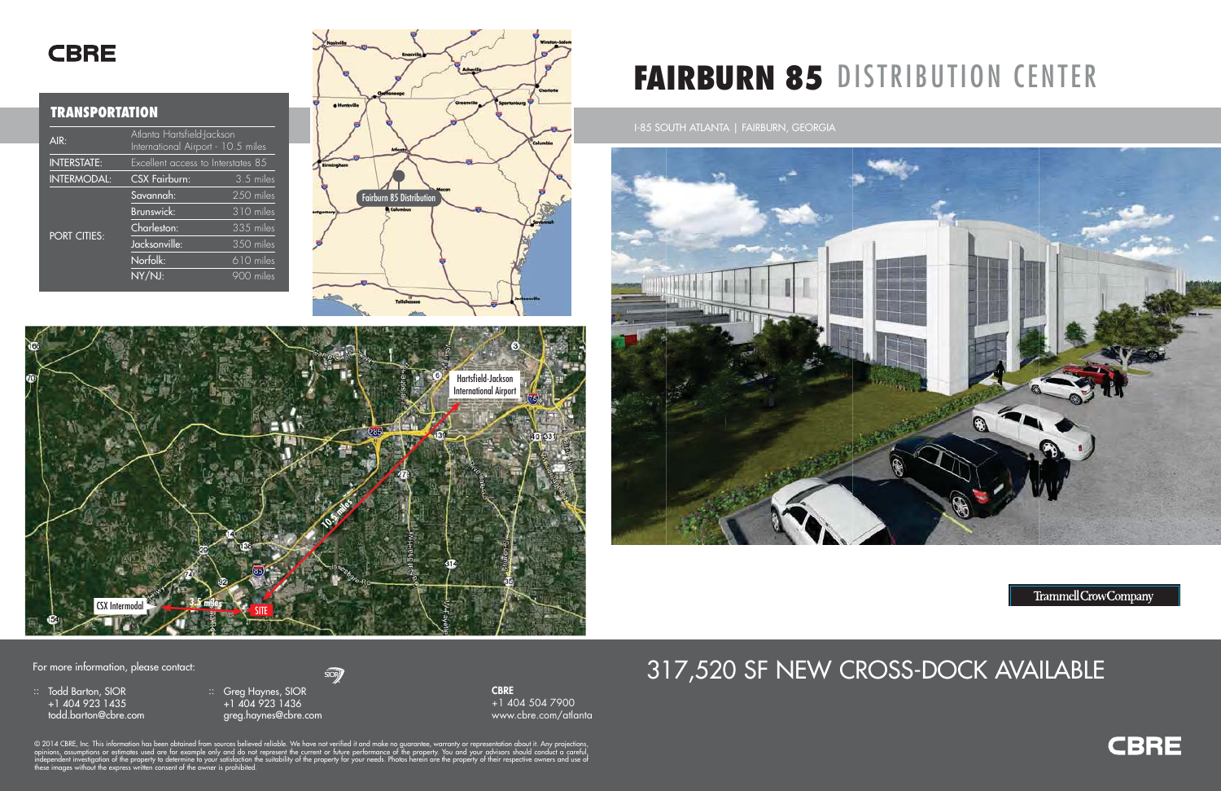CBRE

## TRANSPORTATION

| | | |
|---|---|---|
| AIR: | Atlanta Hartsfield-Jackson International Airport - 10.5 miles | |
| INTERSTATE: | Excellent access to Interstates 85 | |
| INTERMODAL: | CSX Fairburn: | 3.5 miles |
| PORT CITIES: | Savannah: | 250 miles |
| | Brunswick: | 310 miles |
| | Charleston: | 335 miles |
| | Jacksonville: | 350 miles |
| | Norfolk: | 610 miles |
| | NY/NJ: | 900 miles |

Fairburn 85 Distribution

Hartsfield-Jackson International Airport

10.5 miles

CSX Intermodal

3.5 miles

SITE

# FAIRBURN 85 DISTRIBUTION CENTER

I-85 SOUTH ATLANTA | FAIRBURN, GEORGIA

Trammell Crow Company

## 317,520 SF NEW CROSS-DOCK AVAILABLE

For more information, please contact:

:: Todd Barton, SIOR
+1 404 923 1435
todd.barton@cbre.com

:: Greg Haynes, SIOR
+1 404 923 1436
greg.haynes@cbre.com

**CBRE**
+1 404 504 7900
www.cbre.com/atlanta

© 2014 CBRE, Inc. This information has been obtained from sources believed reliable. We have not verified it and make no guarantee, warranty or representation about it. Any projections, opinions, assumptions or estimates used are for example only and do not represent the current or future performance of the property. You and your advisors should conduct a careful, independent investigation of the property to determine to your satisfaction the suitability of the property for your needs. Photos herein are the property of their respective owners and use of these images without the express written consent of the owner is prohibited.

CBRE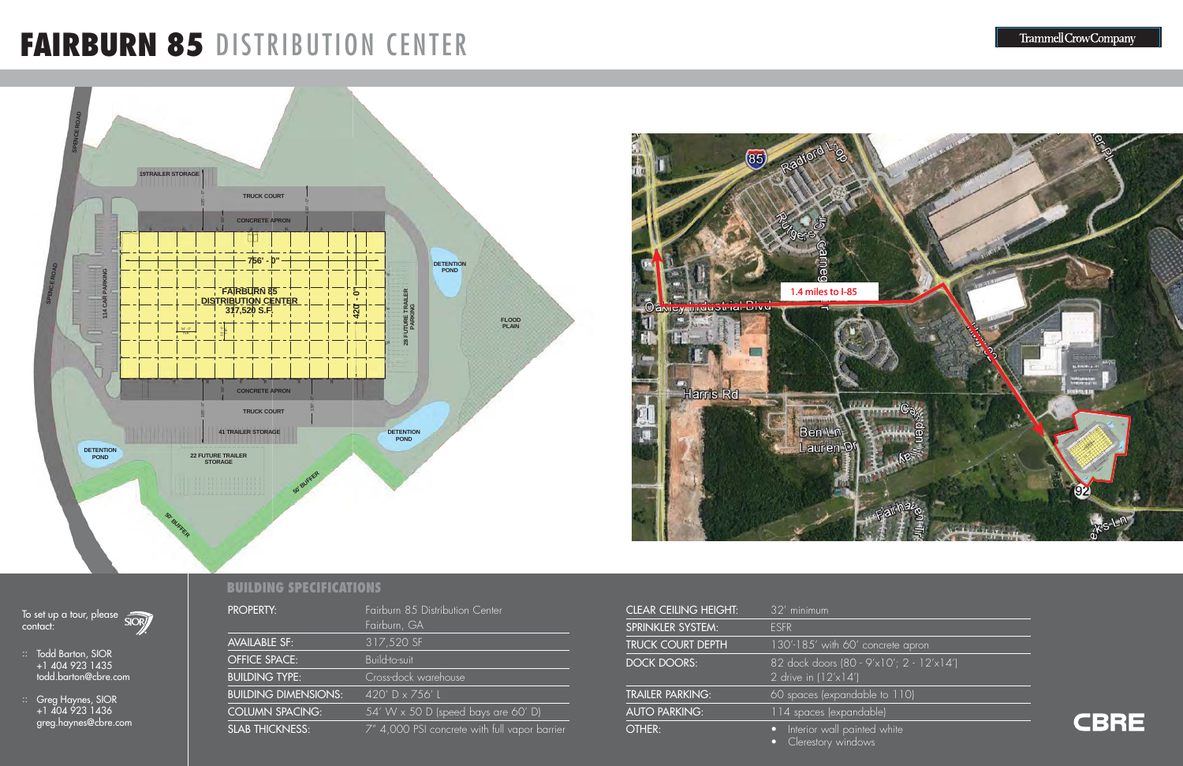# FAIRBURN 85 DISTRIBUTION CENTER

Trammell Crow Company

SPENCE ROAD

19TRAILER STORAGE

TRUCK COURT

CONCRETE APRON

756' - 0"

FAIRBURN 85
DISTRIBUTION CENTER
317,520 S.F.

420' - 0"

114 CAR PARKING

28 FUTURE TRAILER PARKING

DETENTION POND

FLOOD PLAIN

CONCRETE APRON

TRUCK COURT

41 TRAILER STORAGE

DETENTION POND

DETENTION POND

22 FUTURE TRAILER STORAGE

50' BUFFER

50' BUFFER

85

Radford Loop

Rutgers Cir

Oakley Industrial Blvd

1.4 miles to I-85

Harris Rd

Ben Ln

Lauren Dr

Fairhaven Tr

92

## BUILDING SPECIFICATIONS

| | |
|---|---|
| PROPERTY: | Fairburn 85 Distribution Center<br>Fairburn, GA |
| AVAILABLE SF: | 317,520 SF |
| OFFICE SPACE: | Build-to-suit |
| BUILDING TYPE: | Cross-dock warehouse |
| BUILDING DIMENSIONS: | 420' D x 756' L |
| COLUMN SPACING: | 54' W x 50 D (speed bays are 60' D) |
| SLAB THICKNESS: | 7" 4,000 PSI concrete with full vapor barrier |

| | |
|---|---|
| CLEAR CEILING HEIGHT: | 32' minimum |
| SPRINKLER SYSTEM: | ESFR |
| TRUCK COURT DEPTH | 130'-185' with 60' concrete apron |
| DOCK DOORS: | 82 dock doors (80 - 9'x10'; 2 - 12'x14')<br>2 drive in (12'x14') |
| TRAILER PARKING: | 60 spaces (expandable to 110) |
| AUTO PARKING: | 114 spaces (expandable) |
| OTHER: | • Interior wall painted white<br>• Clerestory windows |

To set up a tour, please contact:

SIOR

- Todd Barton, SIOR
  +1 404 923 1435
  todd.barton@cbre.com
- Greg Haynes, SIOR
  +1 404 923 1436
  greg.haynes@cbre.com

CBRE